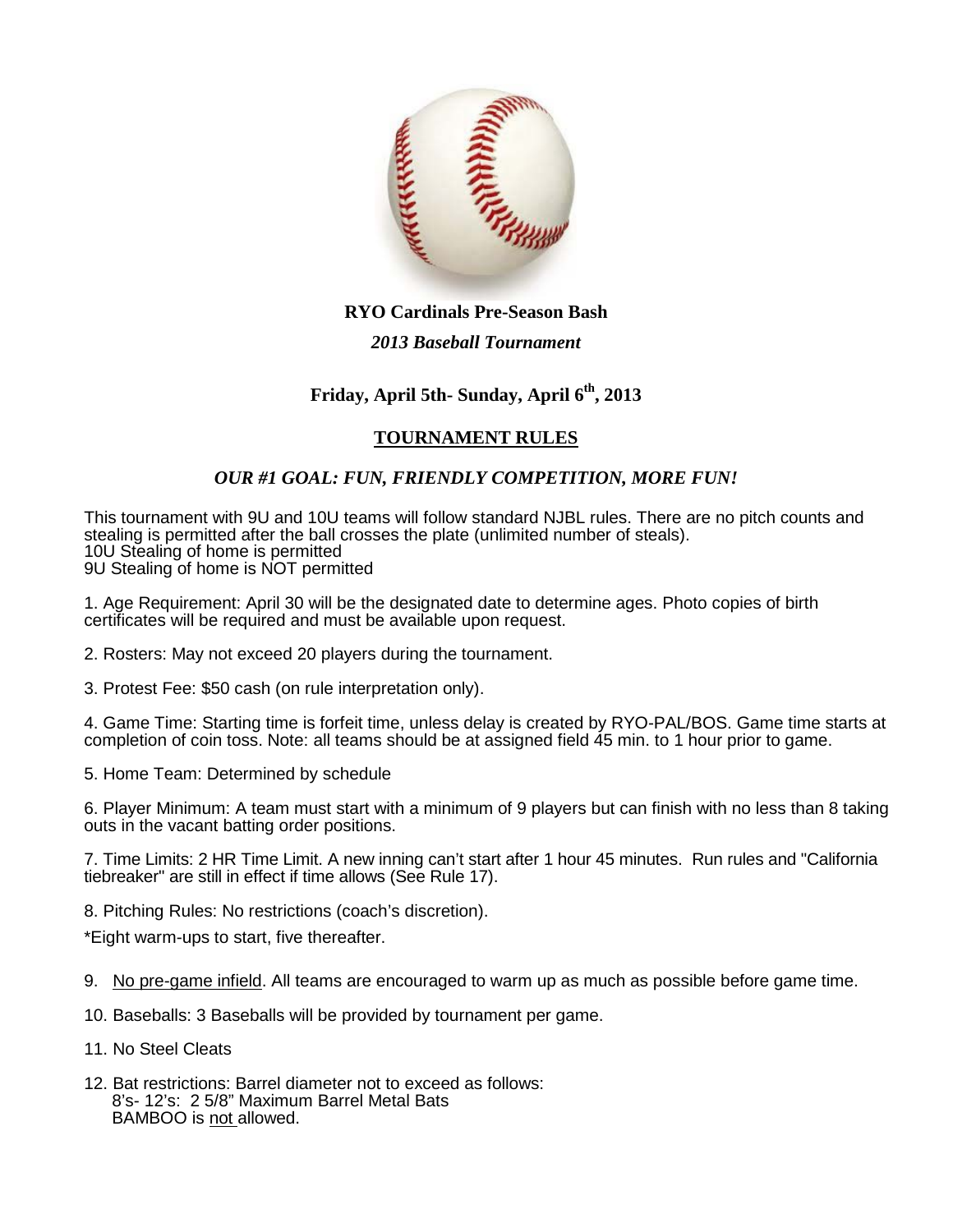**RYO Cardinals Pre-Season Bash**

***2013 Baseball Tournament***

**Friday, April 5th- Sunday, April 6th, 2013**

## TOURNAMENT RULES

***OUR #1 GOAL: FUN, FRIENDLY COMPETITION, MORE FUN!***

This tournament with 9U and 10U teams will follow standard NJBL rules. There are no pitch counts and stealing is permitted after the ball crosses the plate (unlimited number of steals).
10U Stealing of home is permitted
9U Stealing of home is NOT permitted

1. Age Requirement: April 30 will be the designated date to determine ages. Photo copies of birth certificates will be required and must be available upon request.

2. Rosters: May not exceed 20 players during the tournament.

3. Protest Fee: $50 cash (on rule interpretation only).

4. Game Time: Starting time is forfeit time, unless delay is created by RYO-PAL/BOS. Game time starts at completion of coin toss. Note: all teams should be at assigned field 45 min. to 1 hour prior to game.

5. Home Team: Determined by schedule

6. Player Minimum: A team must start with a minimum of 9 players but can finish with no less than 8 taking outs in the vacant batting order positions.

7. Time Limits: 2 HR Time Limit. A new inning can't start after 1 hour 45 minutes. Run rules and "California tiebreaker" are still in effect if time allows (See Rule 17).

8. Pitching Rules: No restrictions (coach's discretion).

*Eight warm-ups to start, five thereafter.

9. No pre-game infield. All teams are encouraged to warm up as much as possible before game time.

10. Baseballs: 3 Baseballs will be provided by tournament per game.

11. No Steel Cleats

12. Bat restrictions: Barrel diameter not to exceed as follows:
    8's- 12's: 2 5/8" Maximum Barrel Metal Bats
    BAMBOO is not allowed.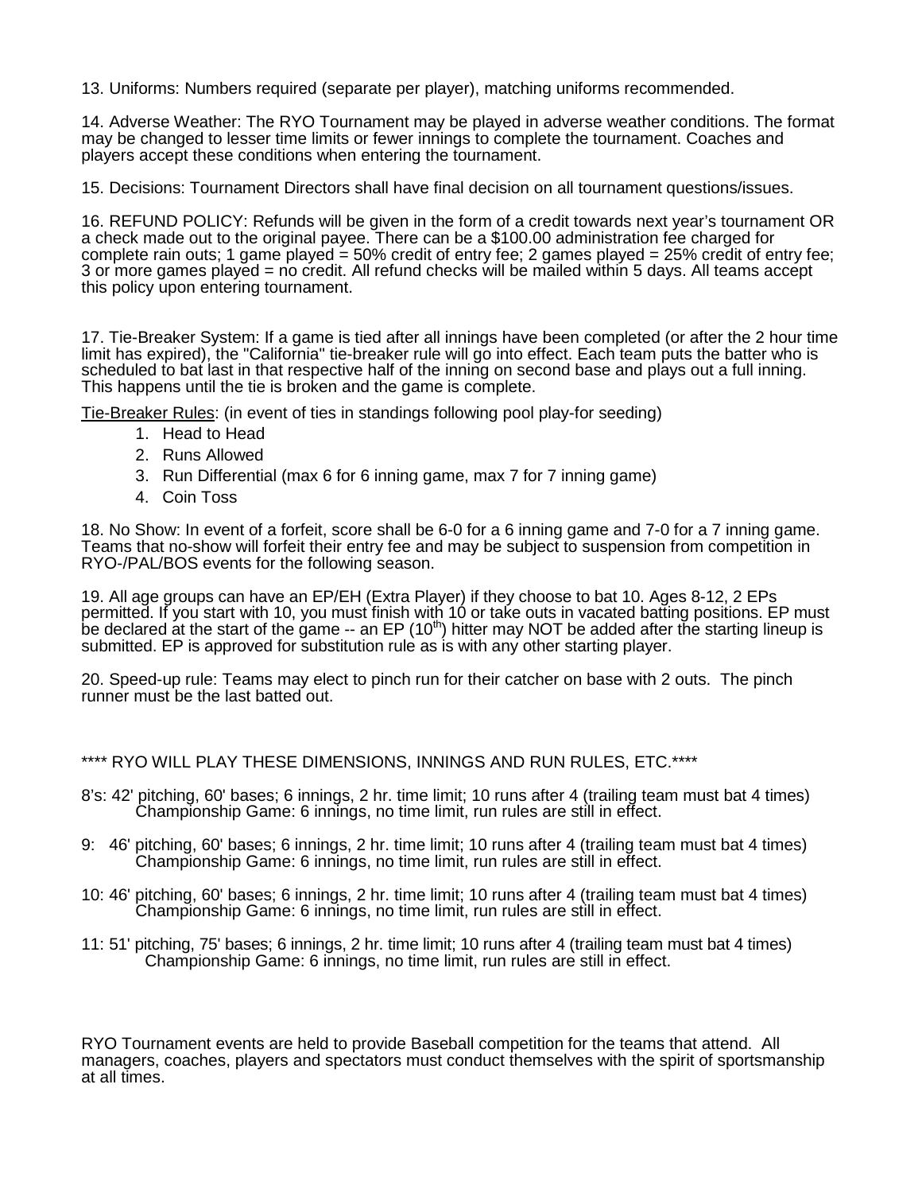13. Uniforms: Numbers required (separate per player), matching uniforms recommended.

14. Adverse Weather: The RYO Tournament may be played in adverse weather conditions. The format may be changed to lesser time limits or fewer innings to complete the tournament. Coaches and players accept these conditions when entering the tournament.

15. Decisions: Tournament Directors shall have final decision on all tournament questions/issues.

16. REFUND POLICY: Refunds will be given in the form of a credit towards next year's tournament OR a check made out to the original payee. There can be a $100.00 administration fee charged for complete rain outs; 1 game played = 50% credit of entry fee; 2 games played = 25% credit of entry fee; 3 or more games played = no credit. All refund checks will be mailed within 5 days. All teams accept this policy upon entering tournament.

17. Tie-Breaker System: If a game is tied after all innings have been completed (or after the 2 hour time limit has expired), the "California" tie-breaker rule will go into effect. Each team puts the batter who is scheduled to bat last in that respective half of the inning on second base and plays out a full inning. This happens until the tie is broken and the game is complete.

Tie-Breaker Rules: (in event of ties in standings following pool play-for seeding)

1. Head to Head
2. Runs Allowed
3. Run Differential (max 6 for 6 inning game, max 7 for 7 inning game)
4. Coin Toss

18. No Show: In event of a forfeit, score shall be 6-0 for a 6 inning game and 7-0 for a 7 inning game. Teams that no-show will forfeit their entry fee and may be subject to suspension from competition in RYO-/PAL/BOS events for the following season.

19. All age groups can have an EP/EH (Extra Player) if they choose to bat 10. Ages 8-12, 2 EPs permitted. If you start with 10, you must finish with 10 or take outs in vacated batting positions. EP must be declared at the start of the game -- an EP (10th) hitter may NOT be added after the starting lineup is submitted. EP is approved for substitution rule as is with any other starting player.

20. Speed-up rule: Teams may elect to pinch run for their catcher on base with 2 outs. The pinch runner must be the last batted out.

**** RYO WILL PLAY THESE DIMENSIONS, INNINGS AND RUN RULES, ETC.****

8's: 42' pitching, 60' bases; 6 innings, 2 hr. time limit; 10 runs after 4 (trailing team must bat 4 times)
Championship Game: 6 innings, no time limit, run rules are still in effect.

9: 46' pitching, 60' bases; 6 innings, 2 hr. time limit; 10 runs after 4 (trailing team must bat 4 times)
Championship Game: 6 innings, no time limit, run rules are still in effect.

10: 46' pitching, 60' bases; 6 innings, 2 hr. time limit; 10 runs after 4 (trailing team must bat 4 times)
Championship Game: 6 innings, no time limit, run rules are still in effect.

11: 51' pitching, 75' bases; 6 innings, 2 hr. time limit; 10 runs after 4 (trailing team must bat 4 times)
Championship Game: 6 innings, no time limit, run rules are still in effect.

RYO Tournament events are held to provide Baseball competition for the teams that attend. All managers, coaches, players and spectators must conduct themselves with the spirit of sportsmanship at all times.